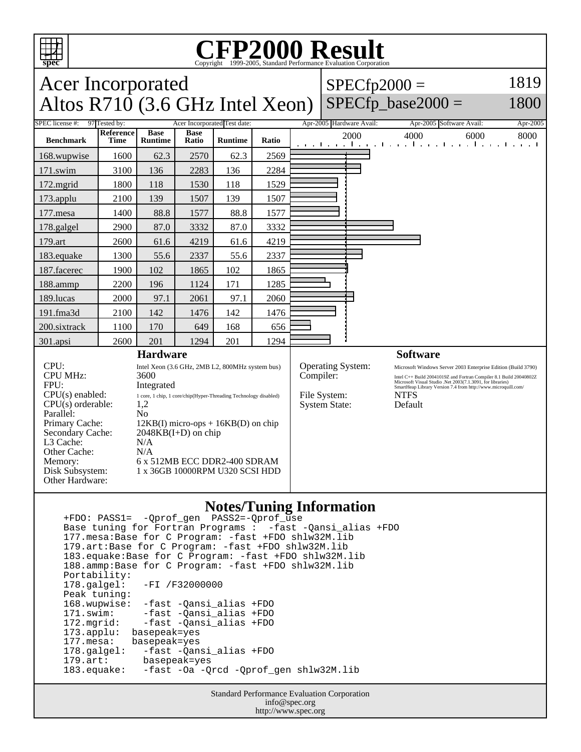# CFP2000 Result

Copyright 1999-2005, Standard Performance Evaluation Corporation

## Acer Incorporated
## Altos R710 (3.6 GHz Intel Xeon)

SPECfp2000 = 1819
SPECfp_base2000 = 1800

SPEC license #: 97 | Tested by: Acer Incorporated | Test date: Apr-2005 | Hardware Avail: Apr-2005 | Software Avail: Apr-2005

| Benchmark | Reference Time | Base Runtime | Base Ratio | Runtime | Ratio |
|---|---|---|---|---|---|
| 168.wupwise | 1600 | 62.3 | 2570 | 62.3 | 2569 |
| 171.swim | 3100 | 136 | 2283 | 136 | 2284 |
| 172.mgrid | 1800 | 118 | 1530 | 118 | 1529 |
| 173.applu | 2100 | 139 | 1507 | 139 | 1507 |
| 177.mesa | 1400 | 88.8 | 1577 | 88.8 | 1577 |
| 178.galgel | 2900 | 87.0 | 3332 | 87.0 | 3332 |
| 179.art | 2600 | 61.6 | 4219 | 61.6 | 4219 |
| 183.equake | 1300 | 55.6 | 2337 | 55.6 | 2337 |
| 187.facerec | 1900 | 102 | 1865 | 102 | 1865 |
| 188.ammp | 2200 | 196 | 1124 | 171 | 1285 |
| 189.lucas | 2000 | 97.1 | 2061 | 97.1 | 2060 |
| 191.fma3d | 2100 | 142 | 1476 | 142 | 1476 |
| 200.sixtrack | 1100 | 170 | 649 | 168 | 656 |
| 301.apsi | 2600 | 201 | 1294 | 201 | 1294 |

### Hardware

- CPU: Intel Xeon (3.6 GHz, 2MB L2, 800MHz system bus)
- CPU MHz: 3600
- FPU: Integrated
- CPU(s) enabled: 1 core, 1 chip, 1 core/chip(Hyper-Threading Technology disabled)
- CPU(s) orderable: 1,2
- Parallel: No
- Primary Cache: 12KB(I) micro-ops + 16KB(D) on chip
- Secondary Cache: 2048KB(I+D) on chip
- L3 Cache: N/A
- Other Cache: N/A
- Memory: 6 x 512MB ECC DDR2-400 SDRAM
- Disk Subsystem: 1 x 36GB 10000RPM U320 SCSI HDD
- Other Hardware:

### Software

- Operating System: Microsoft Windows Server 2003 Enterprise Edition (Build 3790)
- Compiler: Intel C++ Build 20041019Z and Fortran Compiler 8.1 Build 20040802Z; Microsoft Visual Studio .Net 2003(7.1.3091, for libraries); SmartHeap Library Version 7.4 from http://www.microquill.com/
- File System: NTFS
- System State: Default

### Notes/Tuning Information

```
+FDO: PASS1=  -Qprof_gen  PASS2=-Qprof_use
Base tuning for Fortran Programs :  -fast -Qansi_alias +FDO
177.mesa:Base for C Program: -fast +FDO shlw32M.lib
179.art:Base for C Program: -fast +FDO shlw32M.lib
183.equake:Base for C Program: -fast +FDO shlw32M.lib
188.ammp:Base for C Program: -fast +FDO shlw32M.lib
Portability:
178.galgel:   -FI /F32000000
Peak tuning:
168.wupwise:  -fast -Qansi_alias +FDO
171.swim:     -fast -Qansi_alias +FDO
172.mgrid:    -fast -Qansi_alias +FDO
173.applu:  basepeak=yes
177.mesa:   basepeak=yes
178.galgel:   -fast -Qansi_alias +FDO
179.art:      basepeak=yes
183.equake:   -fast -Oa -Qrcd -Qprof_gen shlw32M.lib
```

Standard Performance Evaluation Corporation
info@spec.org
http://www.spec.org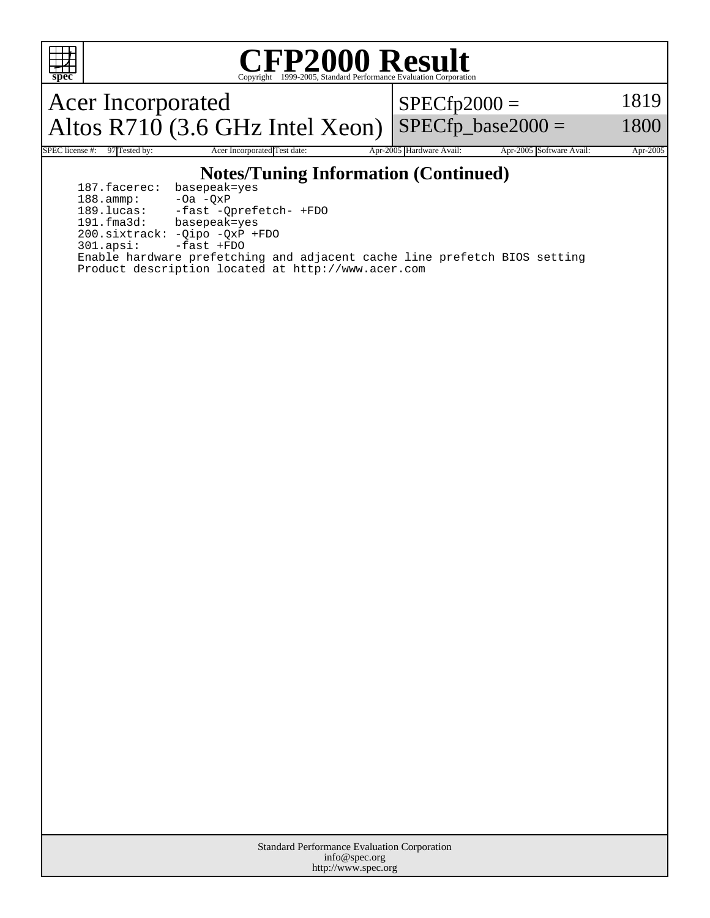# CFP2000 Result

Copyright 1999-2005, Standard Performance Evaluation Corporation

Acer Incorporated
Altos R710 (3.6 GHz Intel Xeon)

SPECfp2000 = 1819
SPECfp_base2000 = 1800

| SPEC license #: | 97 | Tested by: | Acer Incorporated | Test date: | Apr-2005 | Hardware Avail: | Apr-2005 | Software Avail: | Apr-2005 |
|---|---|---|---|---|---|---|---|---|---|

## Notes/Tuning Information (Continued)

```
187.facerec:  basepeak=yes
188.ammp:     -Oa -QxP
189.lucas:    -fast -Qprefetch- +FDO
191.fma3d:    basepeak=yes
200.sixtrack: -Qipo -QxP +FDO
301.apsi:     -fast +FDO
Enable hardware prefetching and adjacent cache line prefetch BIOS setting
Product description located at http://www.acer.com
```

Standard Performance Evaluation Corporation
info@spec.org
http://www.spec.org